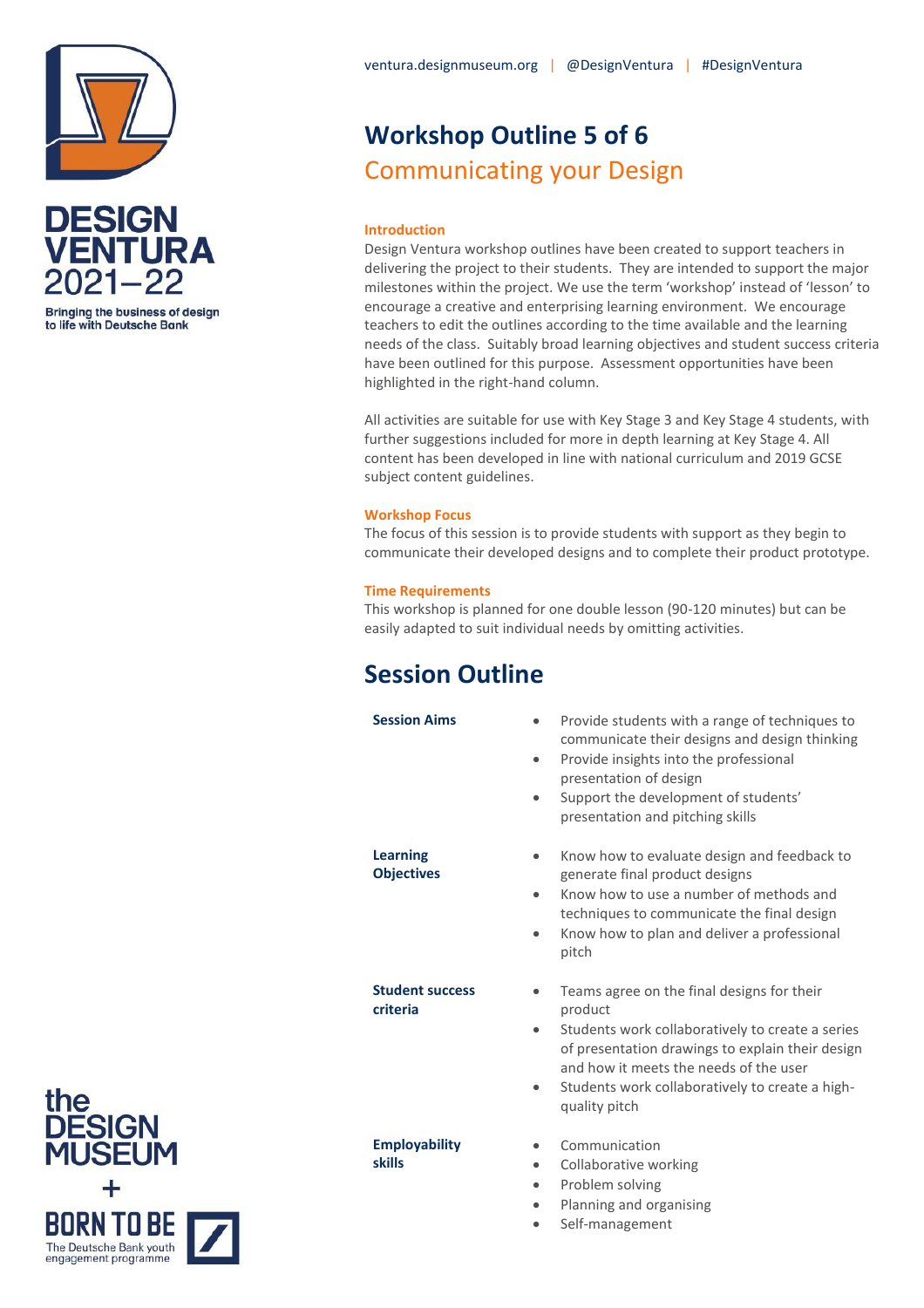DESIGN VENTURA 2021–22

Bringing the business of design to life with Deutsche Bank

ventura.designmuseum.org | @DesignVentura | #DesignVentura

# Workshop Outline 5 of 6

## Communicating your Design

### Introduction

Design Ventura workshop outlines have been created to support teachers in delivering the project to their students. They are intended to support the major milestones within the project. We use the term 'workshop' instead of 'lesson' to encourage a creative and enterprising learning environment. We encourage teachers to edit the outlines according to the time available and the learning needs of the class. Suitably broad learning objectives and student success criteria have been outlined for this purpose. Assessment opportunities have been highlighted in the right-hand column.

All activities are suitable for use with Key Stage 3 and Key Stage 4 students, with further suggestions included for more in depth learning at Key Stage 4. All content has been developed in line with national curriculum and 2019 GCSE subject content guidelines.

### Workshop Focus

The focus of this session is to provide students with support as they begin to communicate their developed designs and to complete their product prototype.

### Time Requirements

This workshop is planned for one double lesson (90-120 minutes) but can be easily adapted to suit individual needs by omitting activities.

## Session Outline

**Session Aims**

- Provide students with a range of techniques to communicate their designs and design thinking
- Provide insights into the professional presentation of design
- Support the development of students' presentation and pitching skills

**Learning Objectives**

- Know how to evaluate design and feedback to generate final product designs
- Know how to use a number of methods and techniques to communicate the final design
- Know how to plan and deliver a professional pitch

**Student success criteria**

- Teams agree on the final designs for their product
- Students work collaboratively to create a series of presentation drawings to explain their design and how it meets the needs of the user
- Students work collaboratively to create a high-quality pitch

**Employability skills**

- Communication
- Collaborative working
- Problem solving
- Planning and organising
- Self-management

the DESIGN MUSEUM + BORN TO BE The Deutsche Bank youth engagement programme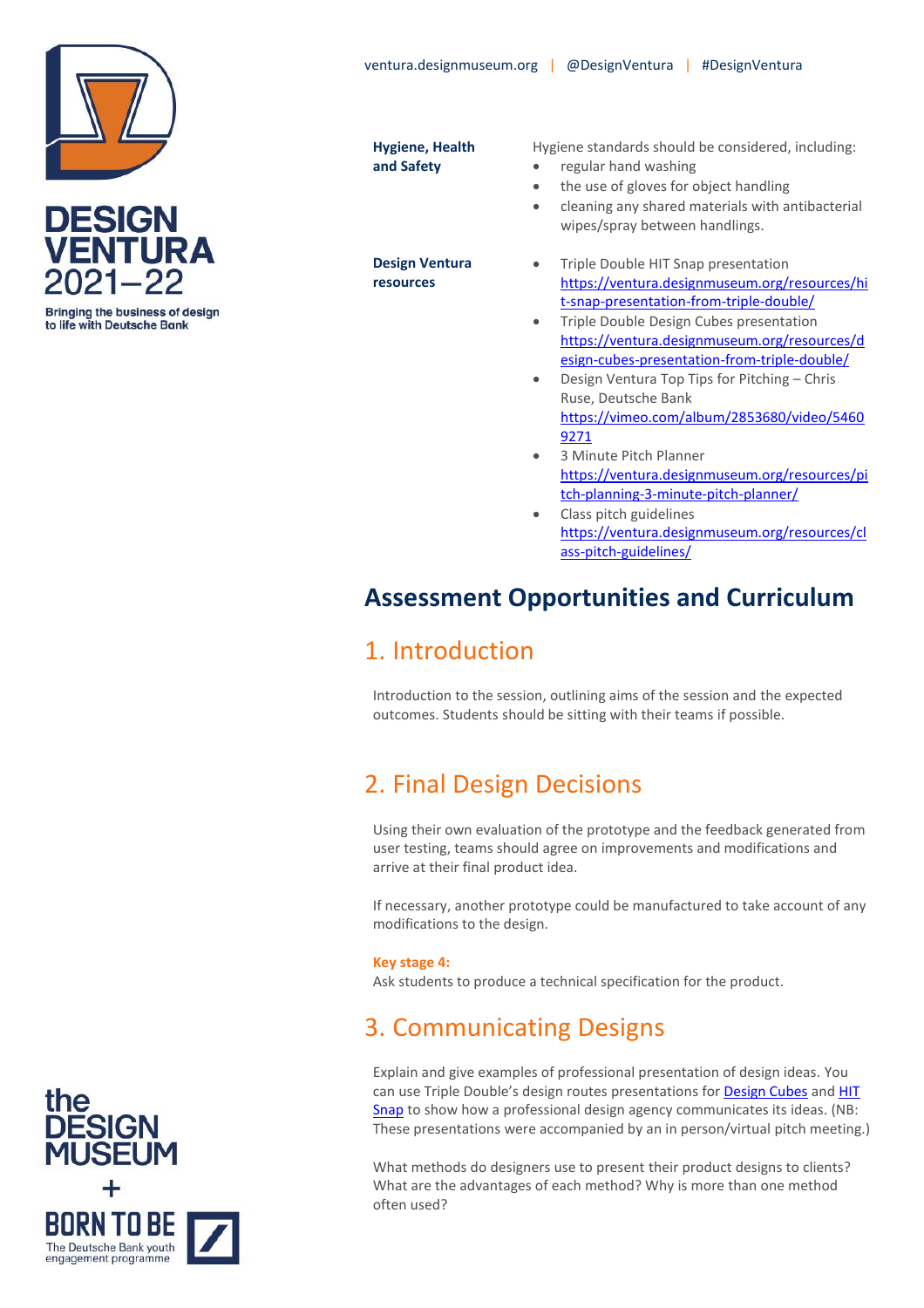| | |
|---|---|
| **Hygiene, Health and Safety** | Hygiene standards should be considered, including:<br>• regular hand washing<br>• the use of gloves for object handling<br>• cleaning any shared materials with antibacterial wipes/spray between handlings. |
| **Design Ventura resources** | • Triple Double HIT Snap presentation https://ventura.designmuseum.org/resources/hit-snap-presentation-from-triple-double/<br>• Triple Double Design Cubes presentation https://ventura.designmuseum.org/resources/design-cubes-presentation-from-triple-double/<br>• Design Ventura Top Tips for Pitching – Chris Ruse, Deutsche Bank https://vimeo.com/album/2853680/video/54609271<br>• 3 Minute Pitch Planner https://ventura.designmuseum.org/resources/pitch-planning-3-minute-pitch-planner/<br>• Class pitch guidelines https://ventura.designmuseum.org/resources/class-pitch-guidelines/ |

# Assessment Opportunities and Curriculum

## 1. Introduction

Introduction to the session, outlining aims of the session and the expected outcomes. Students should be sitting with their teams if possible.

## 2. Final Design Decisions

Using their own evaluation of the prototype and the feedback generated from user testing, teams should agree on improvements and modifications and arrive at their final product idea.

If necessary, another prototype could be manufactured to take account of any modifications to the design.

**Key stage 4:**
Ask students to produce a technical specification for the product.

## 3. Communicating Designs

Explain and give examples of professional presentation of design ideas. You can use Triple Double's design routes presentations for Design Cubes and HIT Snap to show how a professional design agency communicates its ideas. (NB: These presentations were accompanied by an in person/virtual pitch meeting.)

What methods do designers use to present their product designs to clients? What are the advantages of each method? Why is more than one method often used?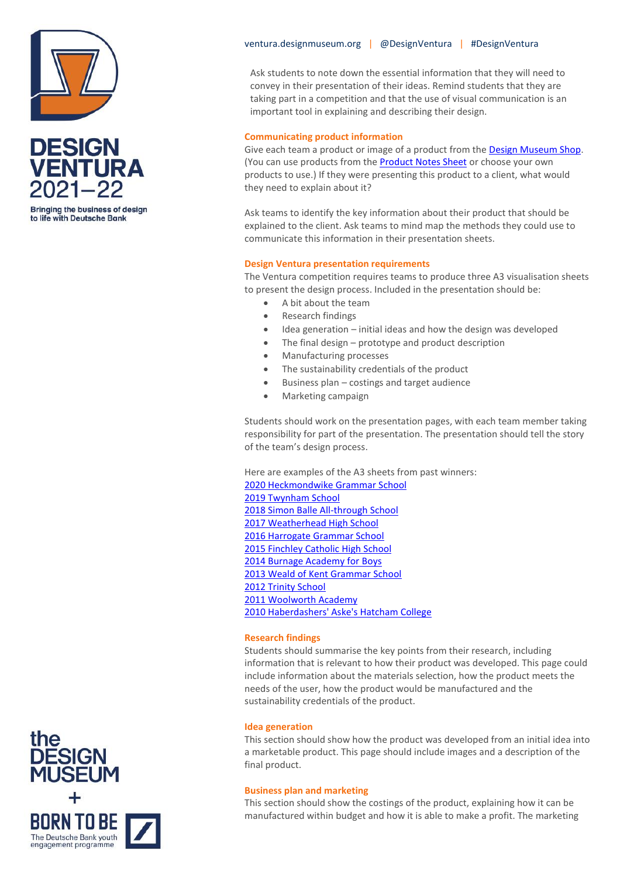Ask students to note down the essential information that they will need to convey in their presentation of their ideas. Remind students that they are taking part in a competition and that the use of visual communication is an important tool in explaining and describing their design.

### Communicating product information

Give each team a product or image of a product from the Design Museum Shop. (You can use products from the Product Notes Sheet or choose your own products to use.) If they were presenting this product to a client, what would they need to explain about it?

Ask teams to identify the key information about their product that should be explained to the client. Ask teams to mind map the methods they could use to communicate this information in their presentation sheets.

### Design Ventura presentation requirements

The Ventura competition requires teams to produce three A3 visualisation sheets to present the design process. Included in the presentation should be:

- A bit about the team
- Research findings
- Idea generation – initial ideas and how the design was developed
- The final design – prototype and product description
- Manufacturing processes
- The sustainability credentials of the product
- Business plan – costings and target audience
- Marketing campaign

Students should work on the presentation pages, with each team member taking responsibility for part of the presentation. The presentation should tell the story of the team's design process.

Here are examples of the A3 sheets from past winners:
2020 Heckmondwike Grammar School
2019 Twynham School
2018 Simon Balle All-through School
2017 Weatherhead High School
2016 Harrogate Grammar School
2015 Finchley Catholic High School
2014 Burnage Academy for Boys
2013 Weald of Kent Grammar School
2012 Trinity School
2011 Woolworth Academy
2010 Haberdashers' Aske's Hatcham College

### Research findings

Students should summarise the key points from their research, including information that is relevant to how their product was developed. This page could include information about the materials selection, how the product meets the needs of the user, how the product would be manufactured and the sustainability credentials of the product.

### Idea generation

This section should show how the product was developed from an initial idea into a marketable product. This page should include images and a description of the final product.

### Business plan and marketing

This section should show the costings of the product, explaining how it can be manufactured within budget and how it is able to make a profit. The marketing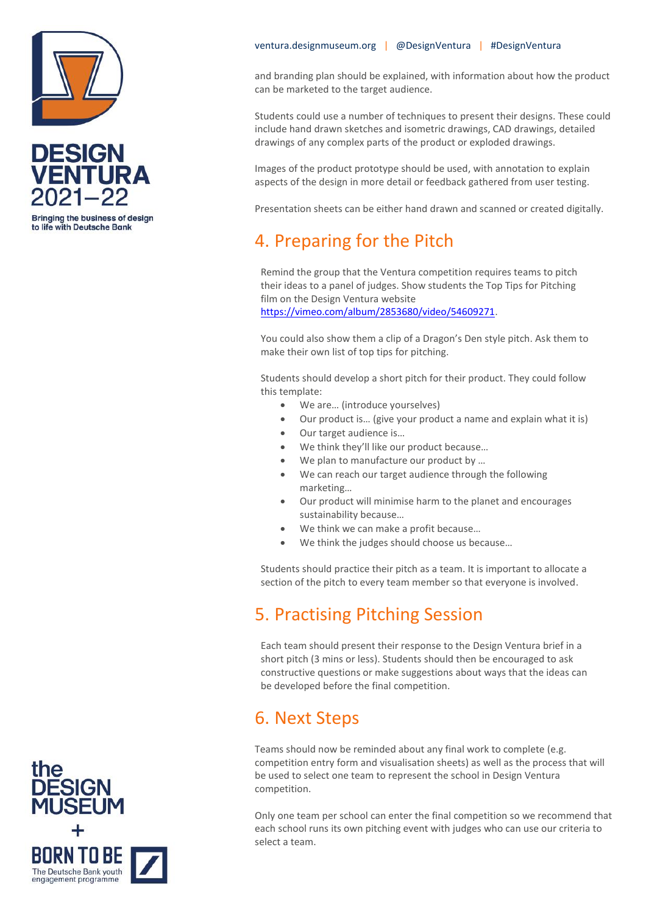and branding plan should be explained, with information about how the product can be marketed to the target audience.

Students could use a number of techniques to present their designs. These could include hand drawn sketches and isometric drawings, CAD drawings, detailed drawings of any complex parts of the product or exploded drawings.

Images of the product prototype should be used, with annotation to explain aspects of the design in more detail or feedback gathered from user testing.

Presentation sheets can be either hand drawn and scanned or created digitally.

## 4. Preparing for the Pitch

Remind the group that the Ventura competition requires teams to pitch their ideas to a panel of judges. Show students the Top Tips for Pitching film on the Design Ventura website https://vimeo.com/album/2853680/video/54609271.

You could also show them a clip of a Dragon's Den style pitch. Ask them to make their own list of top tips for pitching.

Students should develop a short pitch for their product. They could follow this template:

- We are… (introduce yourselves)
- Our product is… (give your product a name and explain what it is)
- Our target audience is…
- We think they'll like our product because…
- We plan to manufacture our product by …
- We can reach our target audience through the following marketing…
- Our product will minimise harm to the planet and encourages sustainability because…
- We think we can make a profit because…
- We think the judges should choose us because…

Students should practice their pitch as a team. It is important to allocate a section of the pitch to every team member so that everyone is involved.

## 5. Practising Pitching Session

Each team should present their response to the Design Ventura brief in a short pitch (3 mins or less). Students should then be encouraged to ask constructive questions or make suggestions about ways that the ideas can be developed before the final competition.

## 6. Next Steps

Teams should now be reminded about any final work to complete (e.g. competition entry form and visualisation sheets) as well as the process that will be used to select one team to represent the school in Design Ventura competition.

Only one team per school can enter the final competition so we recommend that each school runs its own pitching event with judges who can use our criteria to select a team.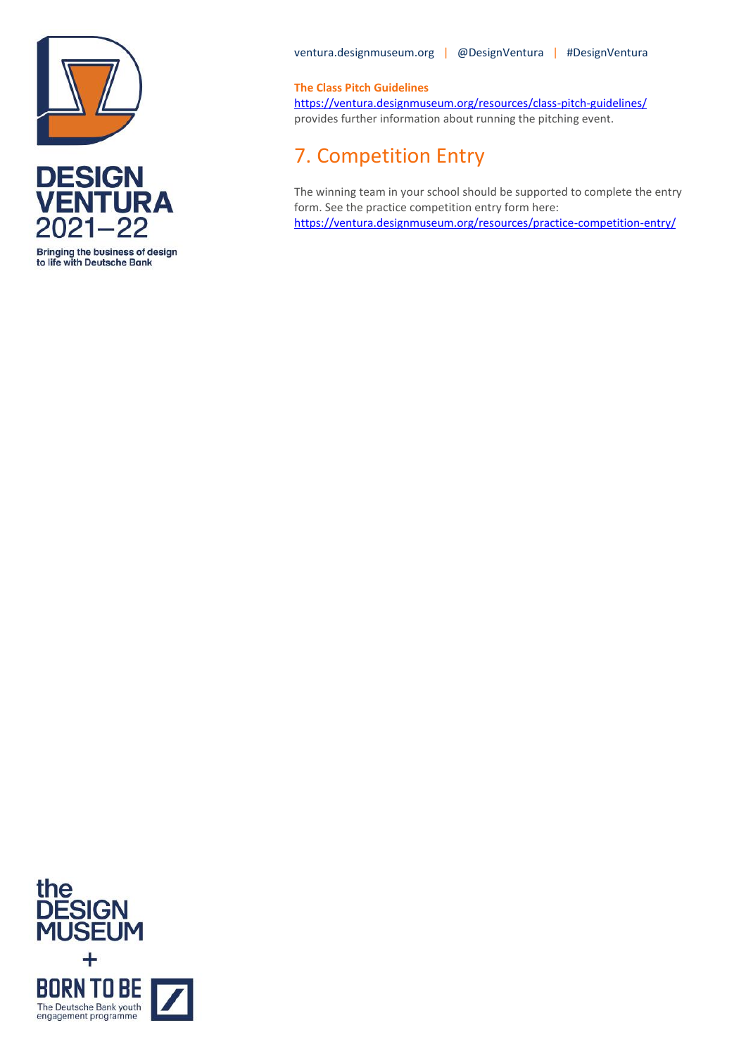**The Class Pitch Guidelines**
https://ventura.designmuseum.org/resources/class-pitch-guidelines/ provides further information about running the pitching event.

## 7. Competition Entry

The winning team in your school should be supported to complete the entry form. See the practice competition entry form here: https://ventura.designmuseum.org/resources/practice-competition-entry/